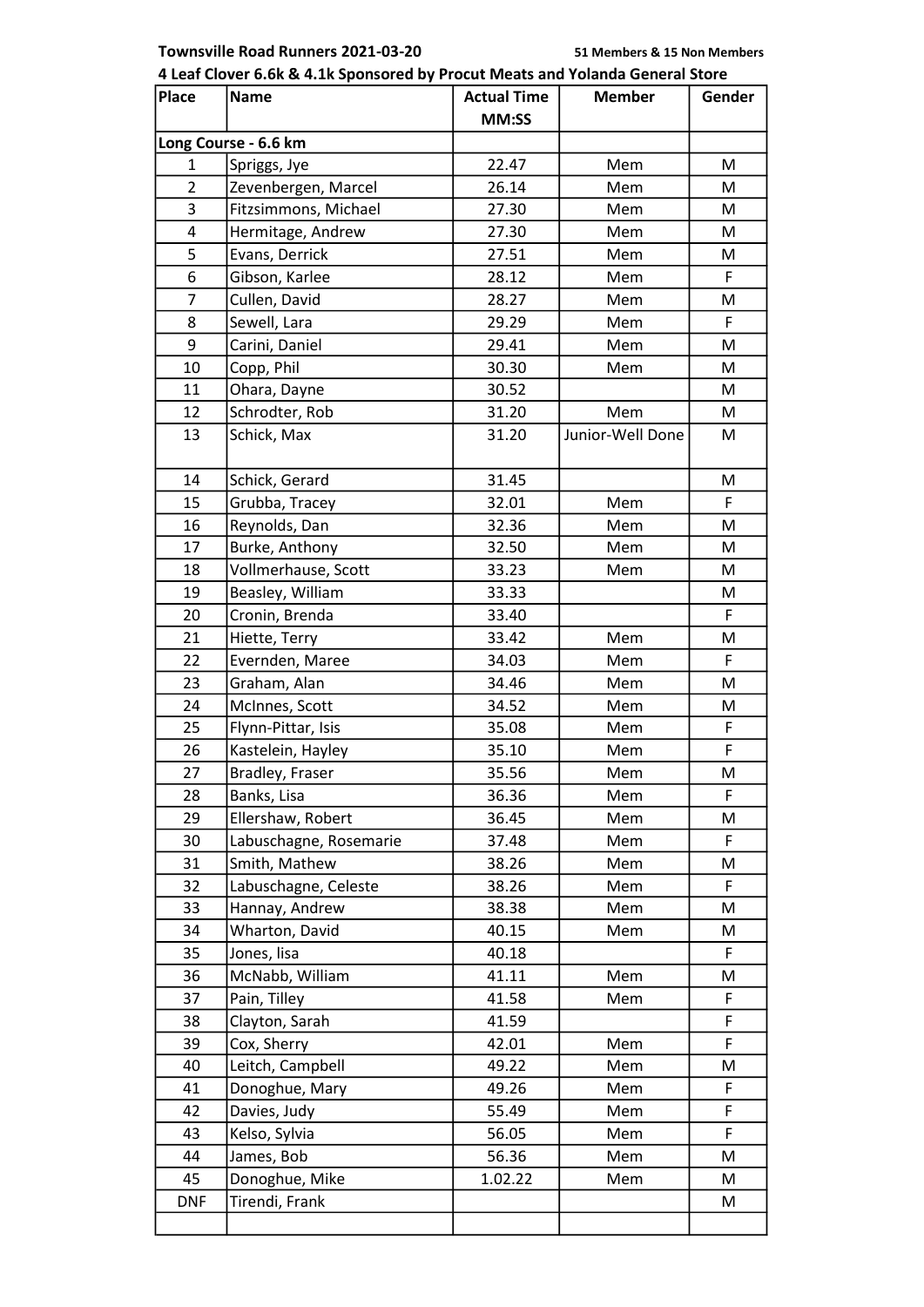**Townsville Road Runners 2021-03-20** **51 Members & 15 Non Members**

**4 Leaf Clover 6.6k & 4.1k Sponsored by Procut Meats and Yolanda General Store**

| Place | Name | Actual Time MM:SS | Member | Gender |
|---|---|---|---|---|
| **Long Course - 6.6 km** | | | | |
| 1 | Spriggs, Jye | 22.47 | Mem | M |
| 2 | Zevenbergen, Marcel | 26.14 | Mem | M |
| 3 | Fitzsimmons, Michael | 27.30 | Mem | M |
| 4 | Hermitage, Andrew | 27.30 | Mem | M |
| 5 | Evans, Derrick | 27.51 | Mem | M |
| 6 | Gibson, Karlee | 28.12 | Mem | F |
| 7 | Cullen, David | 28.27 | Mem | M |
| 8 | Sewell, Lara | 29.29 | Mem | F |
| 9 | Carini, Daniel | 29.41 | Mem | M |
| 10 | Copp, Phil | 30.30 | Mem | M |
| 11 | Ohara, Dayne | 30.52 | | M |
| 12 | Schrodter, Rob | 31.20 | Mem | M |
| 13 | Schick, Max | 31.20 | Junior-Well Done | M |
| 14 | Schick, Gerard | 31.45 | | M |
| 15 | Grubba, Tracey | 32.01 | Mem | F |
| 16 | Reynolds, Dan | 32.36 | Mem | M |
| 17 | Burke, Anthony | 32.50 | Mem | M |
| 18 | Vollmerhause, Scott | 33.23 | Mem | M |
| 19 | Beasley, William | 33.33 | | M |
| 20 | Cronin, Brenda | 33.40 | | F |
| 21 | Hiette, Terry | 33.42 | Mem | M |
| 22 | Evernden, Maree | 34.03 | Mem | F |
| 23 | Graham, Alan | 34.46 | Mem | M |
| 24 | McInnes, Scott | 34.52 | Mem | M |
| 25 | Flynn-Pittar, Isis | 35.08 | Mem | F |
| 26 | Kastelein, Hayley | 35.10 | Mem | F |
| 27 | Bradley, Fraser | 35.56 | Mem | M |
| 28 | Banks, Lisa | 36.36 | Mem | F |
| 29 | Ellershaw, Robert | 36.45 | Mem | M |
| 30 | Labuschagne, Rosemarie | 37.48 | Mem | F |
| 31 | Smith, Mathew | 38.26 | Mem | M |
| 32 | Labuschagne, Celeste | 38.26 | Mem | F |
| 33 | Hannay, Andrew | 38.38 | Mem | M |
| 34 | Wharton, David | 40.15 | Mem | M |
| 35 | Jones, lisa | 40.18 | | F |
| 36 | McNabb, William | 41.11 | Mem | M |
| 37 | Pain, Tilley | 41.58 | Mem | F |
| 38 | Clayton, Sarah | 41.59 | | F |
| 39 | Cox, Sherry | 42.01 | Mem | F |
| 40 | Leitch, Campbell | 49.22 | Mem | M |
| 41 | Donoghue, Mary | 49.26 | Mem | F |
| 42 | Davies, Judy | 55.49 | Mem | F |
| 43 | Kelso, Sylvia | 56.05 | Mem | F |
| 44 | James, Bob | 56.36 | Mem | M |
| 45 | Donoghue, Mike | 1.02.22 | Mem | M |
| DNF | Tirendi, Frank | | | M |
| | | | | |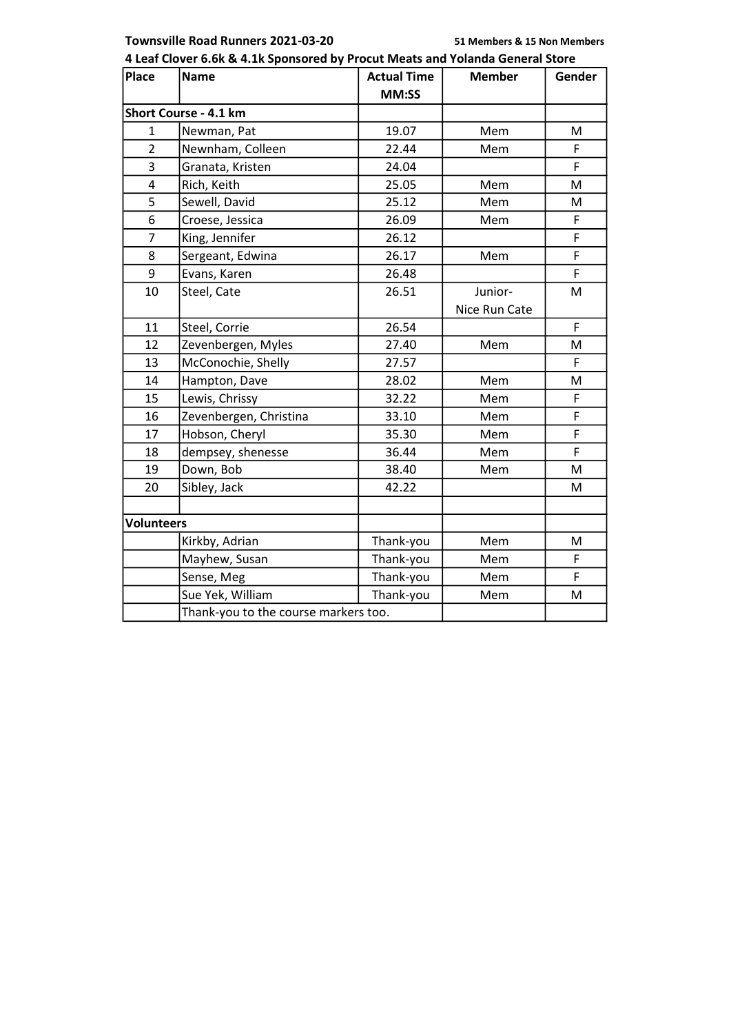**Townsville Road Runners 2021-03-20** **51 Members & 15 Non Members**

**4 Leaf Clover 6.6k & 4.1k Sponsored by Procut Meats and Yolanda General Store**

| Place | Name | Actual Time MM:SS | Member | Gender |
|---|---|---|---|---|
| **Short Course - 4.1 km** | | | | |
| 1 | Newman, Pat | 19.07 | Mem | M |
| 2 | Newnham, Colleen | 22.44 | Mem | F |
| 3 | Granata, Kristen | 24.04 | | F |
| 4 | Rich, Keith | 25.05 | Mem | M |
| 5 | Sewell, David | 25.12 | Mem | M |
| 6 | Croese, Jessica | 26.09 | Mem | F |
| 7 | King, Jennifer | 26.12 | | F |
| 8 | Sergeant, Edwina | 26.17 | Mem | F |
| 9 | Evans, Karen | 26.48 | | F |
| 10 | Steel, Cate | 26.51 | Junior- Nice Run Cate | M |
| 11 | Steel, Corrie | 26.54 | | F |
| 12 | Zevenbergen, Myles | 27.40 | Mem | M |
| 13 | McConochie, Shelly | 27.57 | | F |
| 14 | Hampton, Dave | 28.02 | Mem | M |
| 15 | Lewis, Chrissy | 32.22 | Mem | F |
| 16 | Zevenbergen, Christina | 33.10 | Mem | F |
| 17 | Hobson, Cheryl | 35.30 | Mem | F |
| 18 | dempsey, shenesse | 36.44 | Mem | F |
| 19 | Down, Bob | 38.40 | Mem | M |
| 20 | Sibley, Jack | 42.22 | | M |
| | | | | |
| **Volunteers** | | | | |
| | Kirkby, Adrian | Thank-you | Mem | M |
| | Mayhew, Susan | Thank-you | Mem | F |
| | Sense, Meg | Thank-you | Mem | F |
| | Sue Yek, William | Thank-you | Mem | M |
| | Thank-you to the course markers too. | | | |